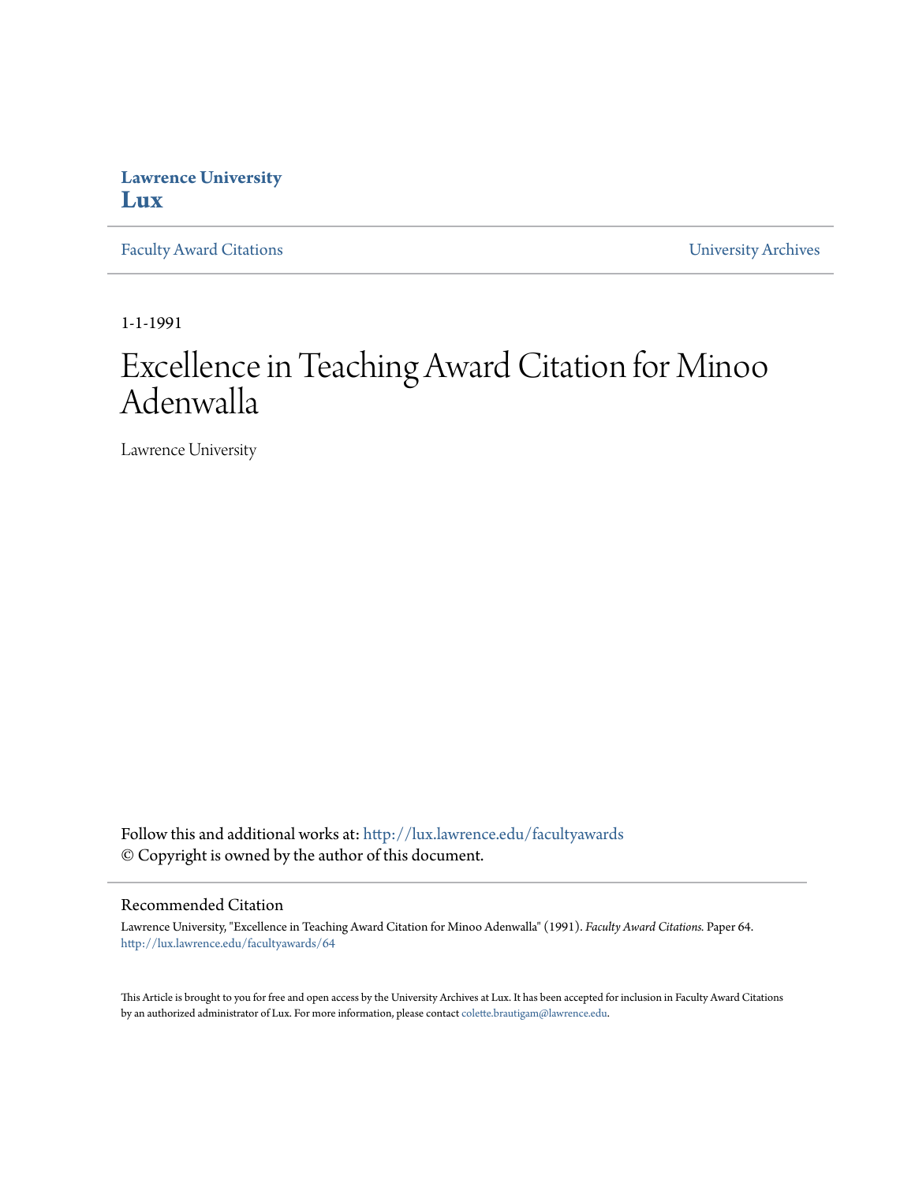**Lawrence University**
**Lux**

Faculty Award Citations | University Archives

1-1-1991

# Excellence in Teaching Award Citation for Minoo Adenwalla

Lawrence University

Follow this and additional works at: http://lux.lawrence.edu/facultyawards
© Copyright is owned by the author of this document.

## Recommended Citation

Lawrence University, "Excellence in Teaching Award Citation for Minoo Adenwalla" (1991). *Faculty Award Citations.* Paper 64.
http://lux.lawrence.edu/facultyawards/64

This Article is brought to you for free and open access by the University Archives at Lux. It has been accepted for inclusion in Faculty Award Citations by an authorized administrator of Lux. For more information, please contact colette.brautigam@lawrence.edu.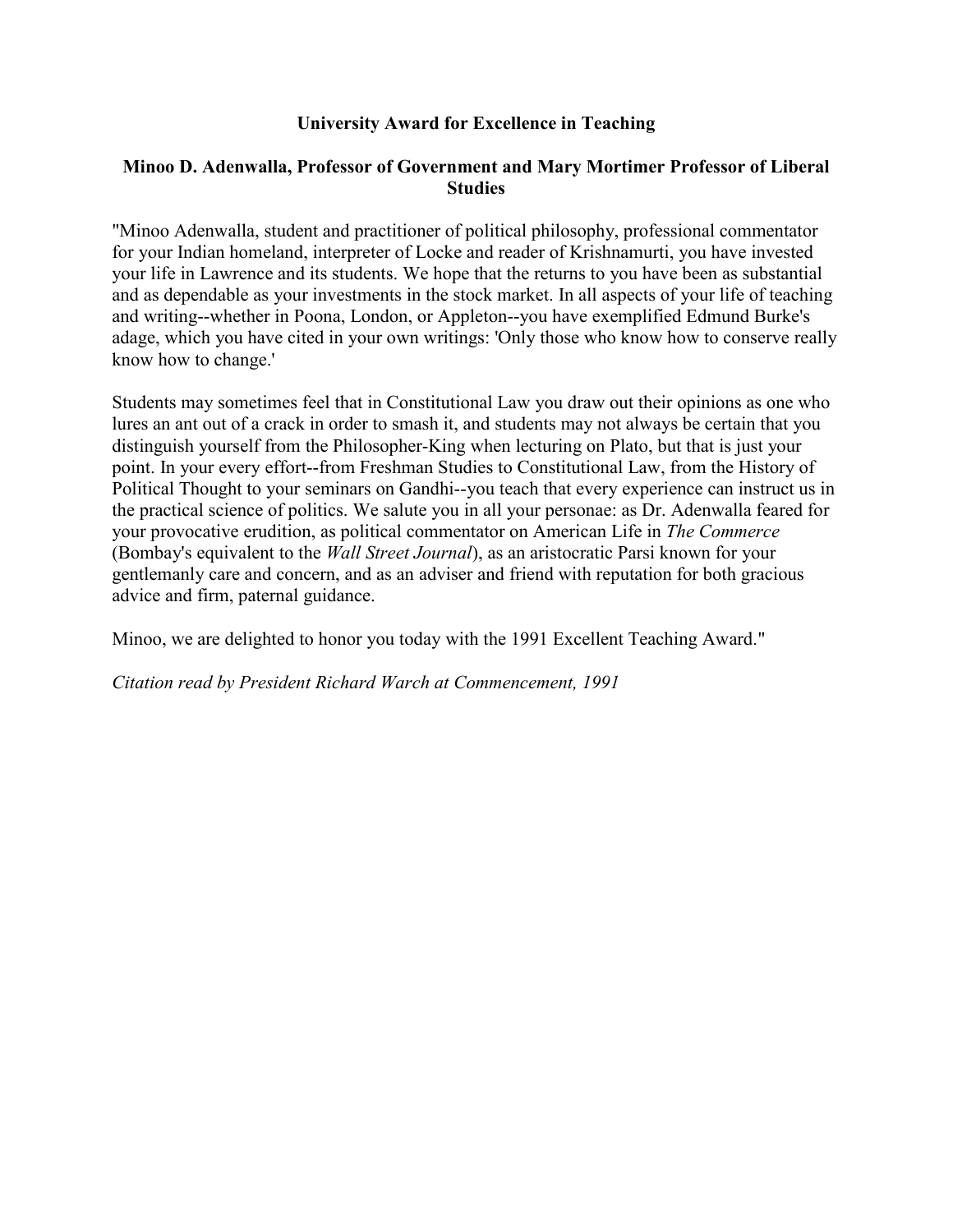**University Award for Excellence in Teaching**

**Minoo D. Adenwalla, Professor of Government and Mary Mortimer Professor of Liberal Studies**

"Minoo Adenwalla, student and practitioner of political philosophy, professional commentator for your Indian homeland, interpreter of Locke and reader of Krishnamurti, you have invested your life in Lawrence and its students. We hope that the returns to you have been as substantial and as dependable as your investments in the stock market. In all aspects of your life of teaching and writing--whether in Poona, London, or Appleton--you have exemplified Edmund Burke's adage, which you have cited in your own writings: 'Only those who know how to conserve really know how to change.'

Students may sometimes feel that in Constitutional Law you draw out their opinions as one who lures an ant out of a crack in order to smash it, and students may not always be certain that you distinguish yourself from the Philosopher-King when lecturing on Plato, but that is just your point. In your every effort--from Freshman Studies to Constitutional Law, from the History of Political Thought to your seminars on Gandhi--you teach that every experience can instruct us in the practical science of politics. We salute you in all your personae: as Dr. Adenwalla feared for your provocative erudition, as political commentator on American Life in *The Commerce* (Bombay's equivalent to the *Wall Street Journal*), as an aristocratic Parsi known for your gentlemanly care and concern, and as an adviser and friend with reputation for both gracious advice and firm, paternal guidance.

Minoo, we are delighted to honor you today with the 1991 Excellent Teaching Award."

*Citation read by President Richard Warch at Commencement, 1991*